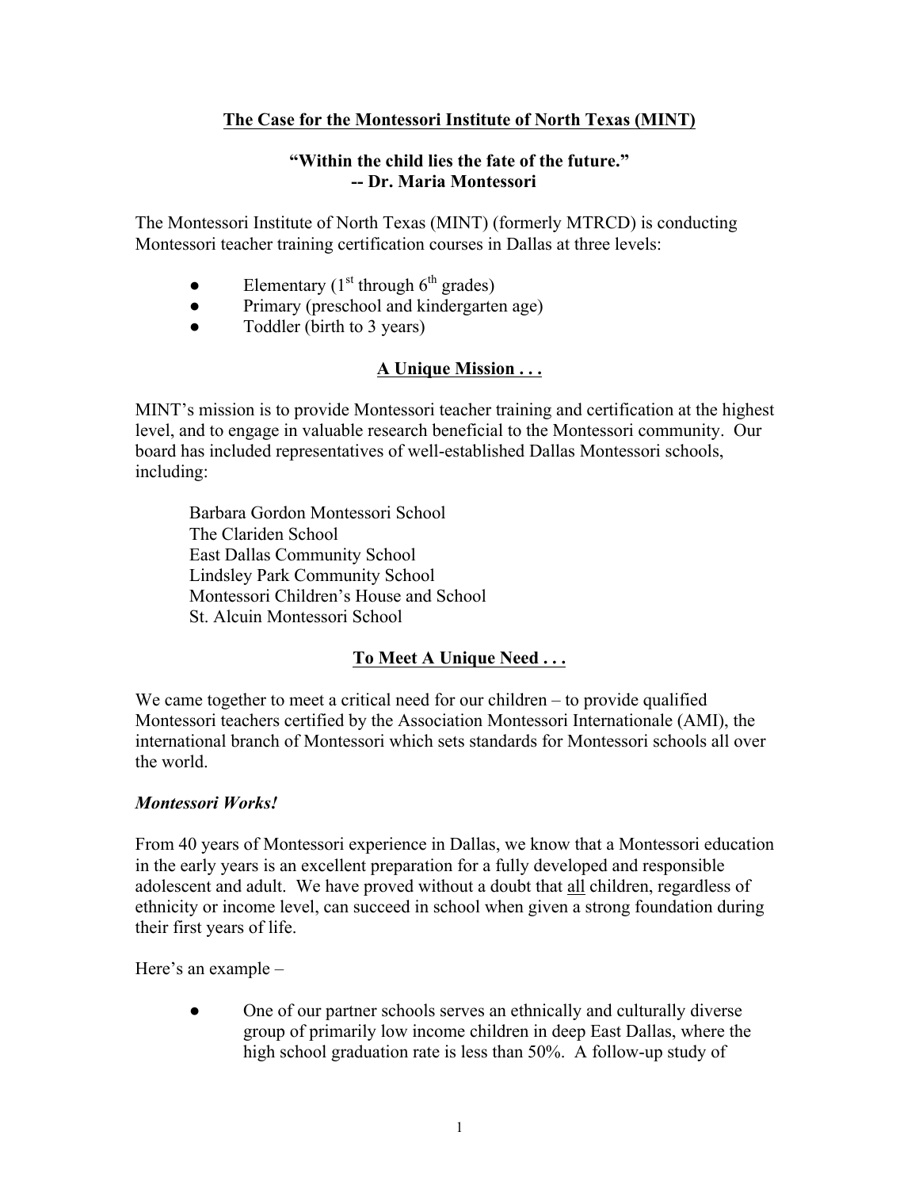# The Case for the Montessori Institute of North Texas (MINT)

**"Within the child lies the fate of the future."**
**-- Dr. Maria Montessori**

The Montessori Institute of North Texas (MINT) (formerly MTRCD) is conducting Montessori teacher training certification courses in Dallas at three levels:

- Elementary (1st through 6th grades)
- Primary (preschool and kindergarten age)
- Toddler (birth to 3 years)

## A Unique Mission . . .

MINT's mission is to provide Montessori teacher training and certification at the highest level, and to engage in valuable research beneficial to the Montessori community. Our board has included representatives of well-established Dallas Montessori schools, including:

Barbara Gordon Montessori School
The Clariden School
East Dallas Community School
Lindsley Park Community School
Montessori Children's House and School
St. Alcuin Montessori School

## To Meet A Unique Need . . .

We came together to meet a critical need for our children – to provide qualified Montessori teachers certified by the Association Montessori Internationale (AMI), the international branch of Montessori which sets standards for Montessori schools all over the world.

### *Montessori Works!*

From 40 years of Montessori experience in Dallas, we know that a Montessori education in the early years is an excellent preparation for a fully developed and responsible adolescent and adult. We have proved without a doubt that all children, regardless of ethnicity or income level, can succeed in school when given a strong foundation during their first years of life.

Here's an example –

- One of our partner schools serves an ethnically and culturally diverse group of primarily low income children in deep East Dallas, where the high school graduation rate is less than 50%. A follow-up study of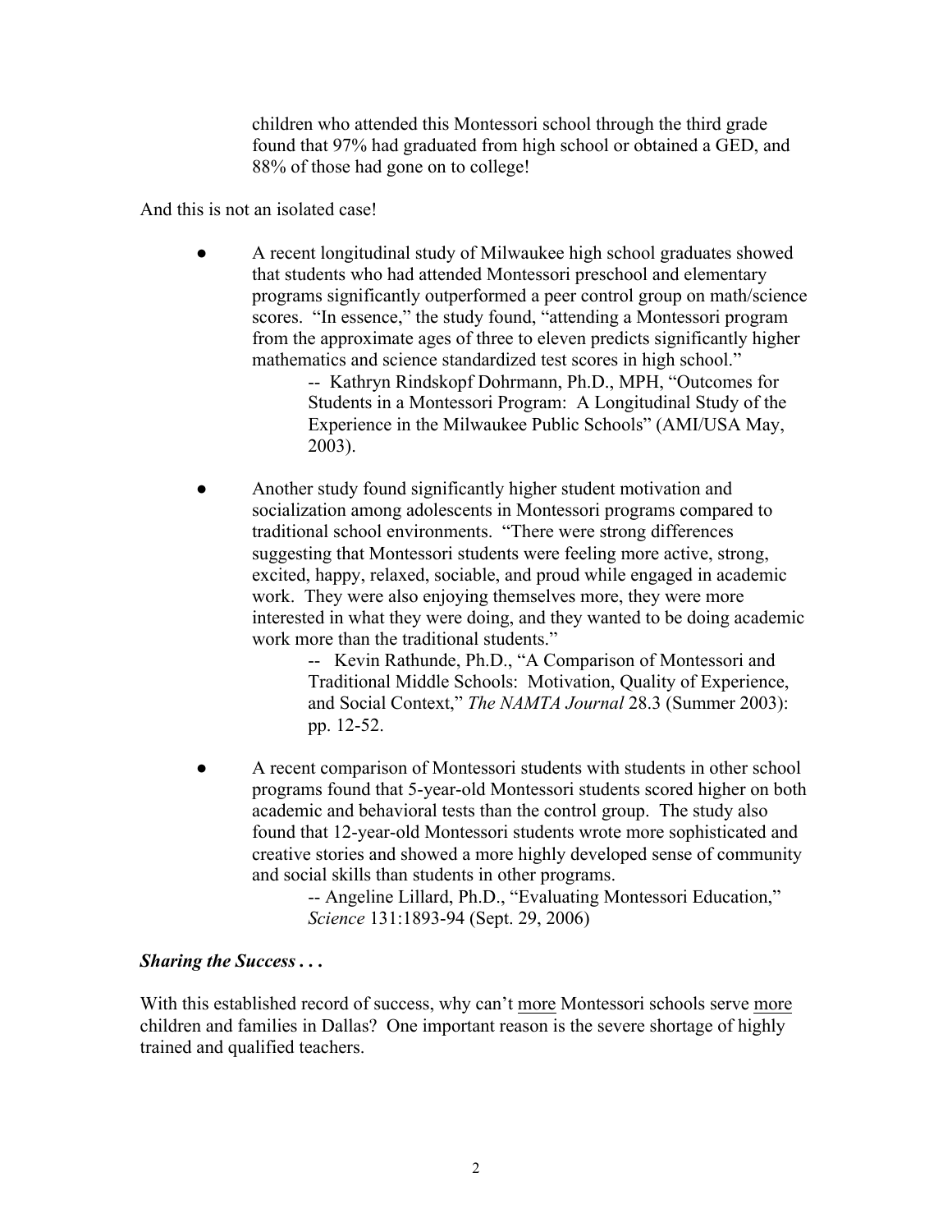children who attended this Montessori school through the third grade found that 97% had graduated from high school or obtained a GED, and 88% of those had gone on to college!

And this is not an isolated case!

- A recent longitudinal study of Milwaukee high school graduates showed that students who had attended Montessori preschool and elementary programs significantly outperformed a peer control group on math/science scores. "In essence," the study found, "attending a Montessori program from the approximate ages of three to eleven predicts significantly higher mathematics and science standardized test scores in high school."

  -- Kathryn Rindskopf Dohrmann, Ph.D., MPH, "Outcomes for Students in a Montessori Program: A Longitudinal Study of the Experience in the Milwaukee Public Schools" (AMI/USA May, 2003).

- Another study found significantly higher student motivation and socialization among adolescents in Montessori programs compared to traditional school environments. "There were strong differences suggesting that Montessori students were feeling more active, strong, excited, happy, relaxed, sociable, and proud while engaged in academic work. They were also enjoying themselves more, they were more interested in what they were doing, and they wanted to be doing academic work more than the traditional students."

  -- Kevin Rathunde, Ph.D., "A Comparison of Montessori and Traditional Middle Schools: Motivation, Quality of Experience, and Social Context," *The NAMTA Journal* 28.3 (Summer 2003): pp. 12-52.

- A recent comparison of Montessori students with students in other school programs found that 5-year-old Montessori students scored higher on both academic and behavioral tests than the control group. The study also found that 12-year-old Montessori students wrote more sophisticated and creative stories and showed a more highly developed sense of community and social skills than students in other programs.

  -- Angeline Lillard, Ph.D., "Evaluating Montessori Education," *Science* 131:1893-94 (Sept. 29, 2006)

***Sharing the Success . . .***

With this established record of success, why can't <u>more</u> Montessori schools serve <u>more</u> children and families in Dallas? One important reason is the severe shortage of highly trained and qualified teachers.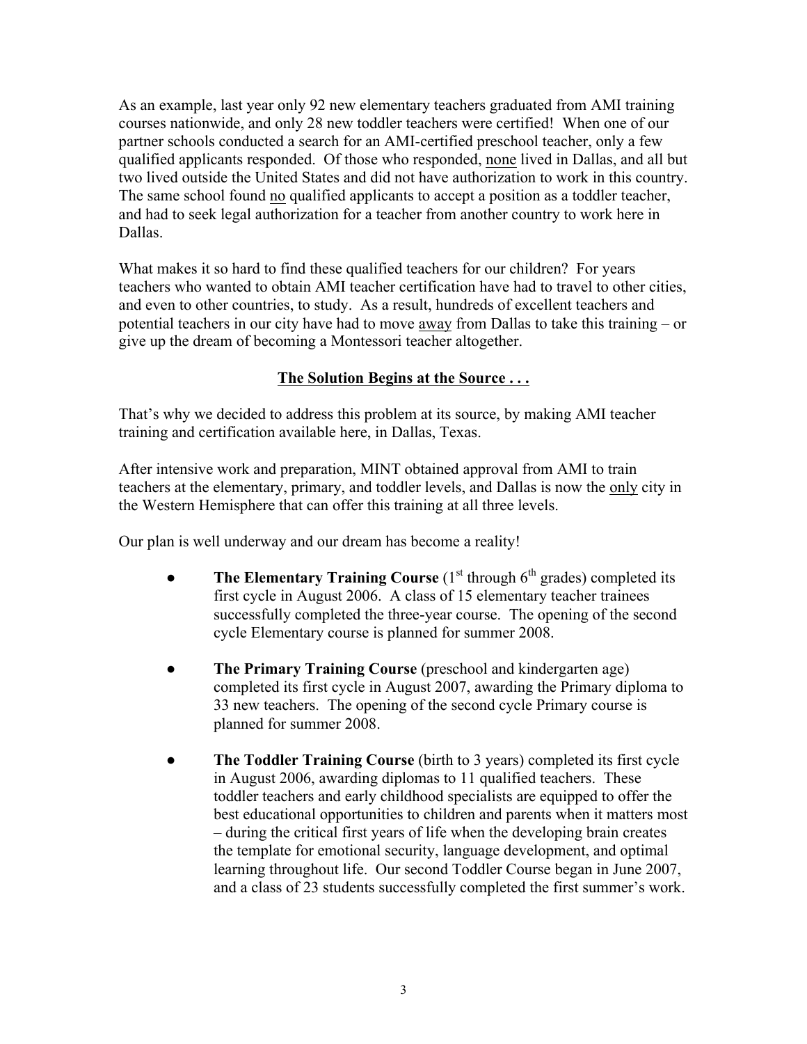As an example, last year only 92 new elementary teachers graduated from AMI training courses nationwide, and only 28 new toddler teachers were certified! When one of our partner schools conducted a search for an AMI-certified preschool teacher, only a few qualified applicants responded. Of those who responded, none lived in Dallas, and all but two lived outside the United States and did not have authorization to work in this country. The same school found no qualified applicants to accept a position as a toddler teacher, and had to seek legal authorization for a teacher from another country to work here in Dallas.

What makes it so hard to find these qualified teachers for our children? For years teachers who wanted to obtain AMI teacher certification have had to travel to other cities, and even to other countries, to study. As a result, hundreds of excellent teachers and potential teachers in our city have had to move away from Dallas to take this training – or give up the dream of becoming a Montessori teacher altogether.

## The Solution Begins at the Source . . .

That's why we decided to address this problem at its source, by making AMI teacher training and certification available here, in Dallas, Texas.

After intensive work and preparation, MINT obtained approval from AMI to train teachers at the elementary, primary, and toddler levels, and Dallas is now the only city in the Western Hemisphere that can offer this training at all three levels.

Our plan is well underway and our dream has become a reality!

- **The Elementary Training Course** (1st through 6th grades) completed its first cycle in August 2006. A class of 15 elementary teacher trainees successfully completed the three-year course. The opening of the second cycle Elementary course is planned for summer 2008.
- **The Primary Training Course** (preschool and kindergarten age) completed its first cycle in August 2007, awarding the Primary diploma to 33 new teachers. The opening of the second cycle Primary course is planned for summer 2008.
- **The Toddler Training Course** (birth to 3 years) completed its first cycle in August 2006, awarding diplomas to 11 qualified teachers. These toddler teachers and early childhood specialists are equipped to offer the best educational opportunities to children and parents when it matters most – during the critical first years of life when the developing brain creates the template for emotional security, language development, and optimal learning throughout life. Our second Toddler Course began in June 2007, and a class of 23 students successfully completed the first summer's work.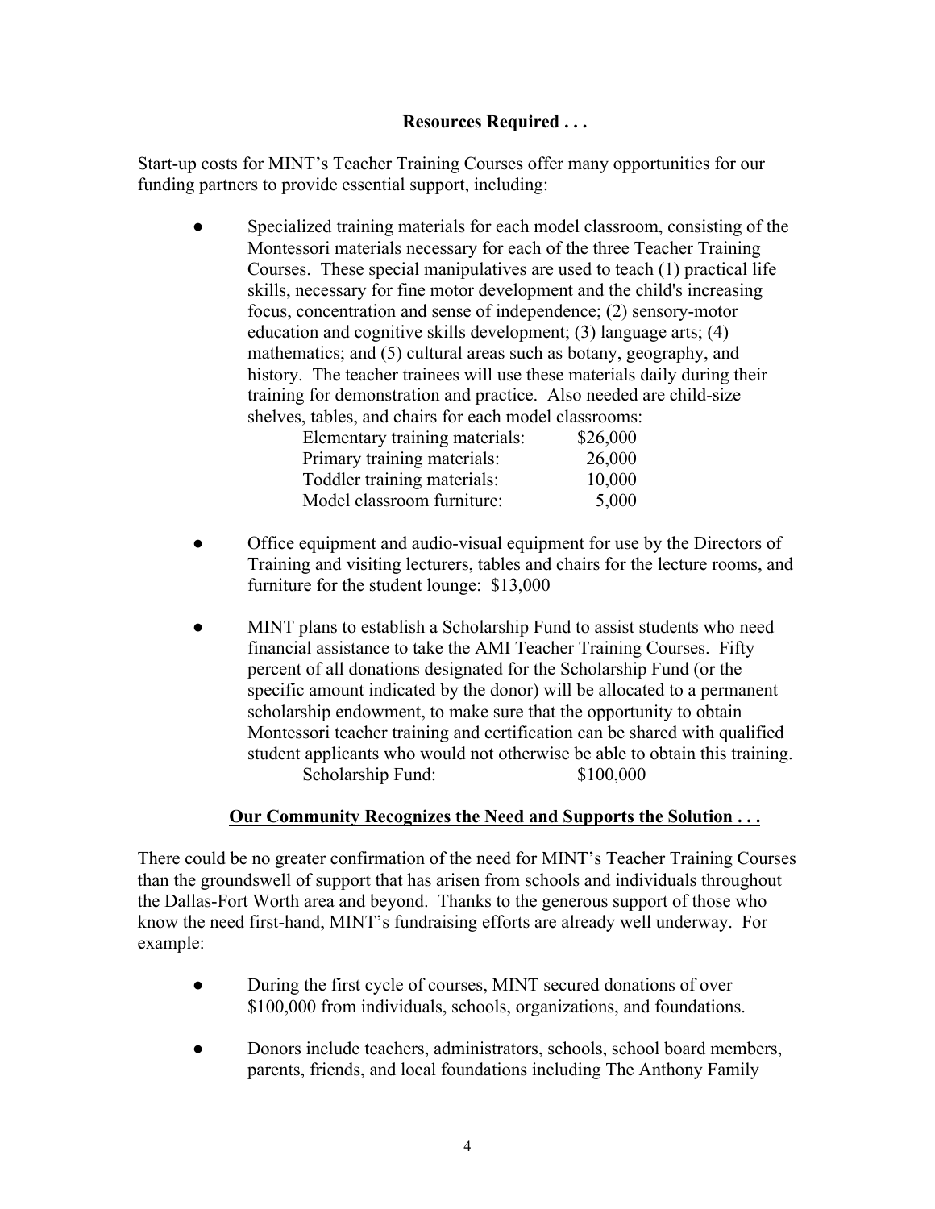**Resources Required . . .**

Start-up costs for MINT's Teacher Training Courses offer many opportunities for our funding partners to provide essential support, including:

- Specialized training materials for each model classroom, consisting of the Montessori materials necessary for each of the three Teacher Training Courses. These special manipulatives are used to teach (1) practical life skills, necessary for fine motor development and the child's increasing focus, concentration and sense of independence; (2) sensory-motor education and cognitive skills development; (3) language arts; (4) mathematics; and (5) cultural areas such as botany, geography, and history. The teacher trainees will use these materials daily during their training for demonstration and practice. Also needed are child-size shelves, tables, and chairs for each model classrooms:

| | |
|---|---|
| Elementary training materials: | $26,000 |
| Primary training materials: | 26,000 |
| Toddler training materials: | 10,000 |
| Model classroom furniture: | 5,000 |

- Office equipment and audio-visual equipment for use by the Directors of Training and visiting lecturers, tables and chairs for the lecture rooms, and furniture for the student lounge: $13,000

- MINT plans to establish a Scholarship Fund to assist students who need financial assistance to take the AMI Teacher Training Courses. Fifty percent of all donations designated for the Scholarship Fund (or the specific amount indicated by the donor) will be allocated to a permanent scholarship endowment, to make sure that the opportunity to obtain Montessori teacher training and certification can be shared with qualified student applicants who would not otherwise be able to obtain this training.

  Scholarship Fund: $100,000

**Our Community Recognizes the Need and Supports the Solution . . .**

There could be no greater confirmation of the need for MINT's Teacher Training Courses than the groundswell of support that has arisen from schools and individuals throughout the Dallas-Fort Worth area and beyond. Thanks to the generous support of those who know the need first-hand, MINT's fundraising efforts are already well underway. For example:

- During the first cycle of courses, MINT secured donations of over $100,000 from individuals, schools, organizations, and foundations.

- Donors include teachers, administrators, schools, school board members, parents, friends, and local foundations including The Anthony Family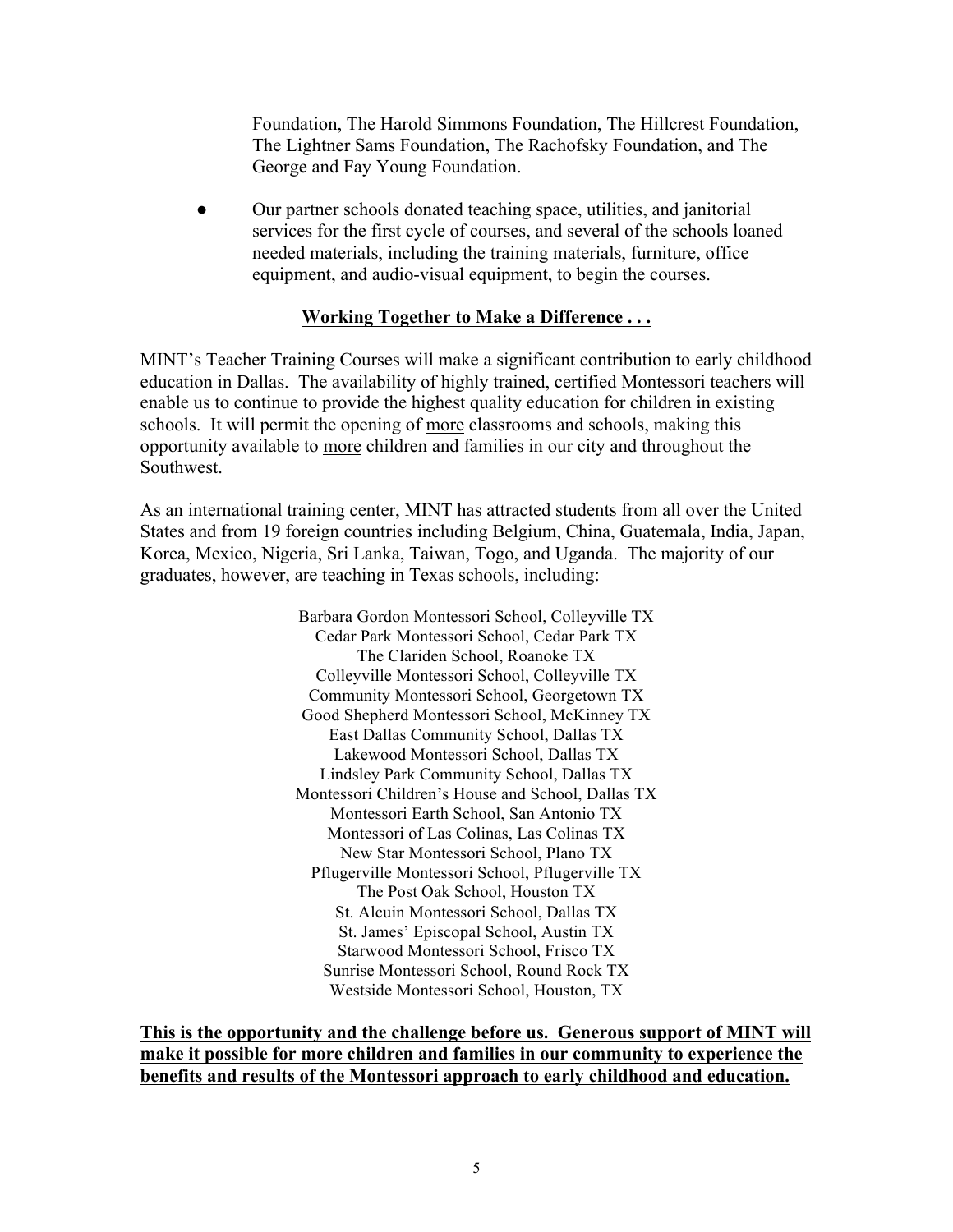Foundation, The Harold Simmons Foundation, The Hillcrest Foundation, The Lightner Sams Foundation, The Rachofsky Foundation, and The George and Fay Young Foundation.

- Our partner schools donated teaching space, utilities, and janitorial services for the first cycle of courses, and several of the schools loaned needed materials, including the training materials, furniture, office equipment, and audio-visual equipment, to begin the courses.

**<u>Working Together to Make a Difference . . .</u>**

MINT's Teacher Training Courses will make a significant contribution to early childhood education in Dallas. The availability of highly trained, certified Montessori teachers will enable us to continue to provide the highest quality education for children in existing schools. It will permit the opening of <u>more</u> classrooms and schools, making this opportunity available to <u>more</u> children and families in our city and throughout the Southwest.

As an international training center, MINT has attracted students from all over the United States and from 19 foreign countries including Belgium, China, Guatemala, India, Japan, Korea, Mexico, Nigeria, Sri Lanka, Taiwan, Togo, and Uganda. The majority of our graduates, however, are teaching in Texas schools, including:

Barbara Gordon Montessori School, Colleyville TX
Cedar Park Montessori School, Cedar Park TX
The Clariden School, Roanoke TX
Colleyville Montessori School, Colleyville TX
Community Montessori School, Georgetown TX
Good Shepherd Montessori School, McKinney TX
East Dallas Community School, Dallas TX
Lakewood Montessori School, Dallas TX
Lindsley Park Community School, Dallas TX
Montessori Children's House and School, Dallas TX
Montessori Earth School, San Antonio TX
Montessori of Las Colinas, Las Colinas TX
New Star Montessori School, Plano TX
Pflugerville Montessori School, Pflugerville TX
The Post Oak School, Houston TX
St. Alcuin Montessori School, Dallas TX
St. James' Episcopal School, Austin TX
Starwood Montessori School, Frisco TX
Sunrise Montessori School, Round Rock TX
Westside Montessori School, Houston, TX

**<u>This is the opportunity and the challenge before us. Generous support of MINT will make it possible for more children and families in our community to experience the benefits and results of the Montessori approach to early childhood and education.</u>**